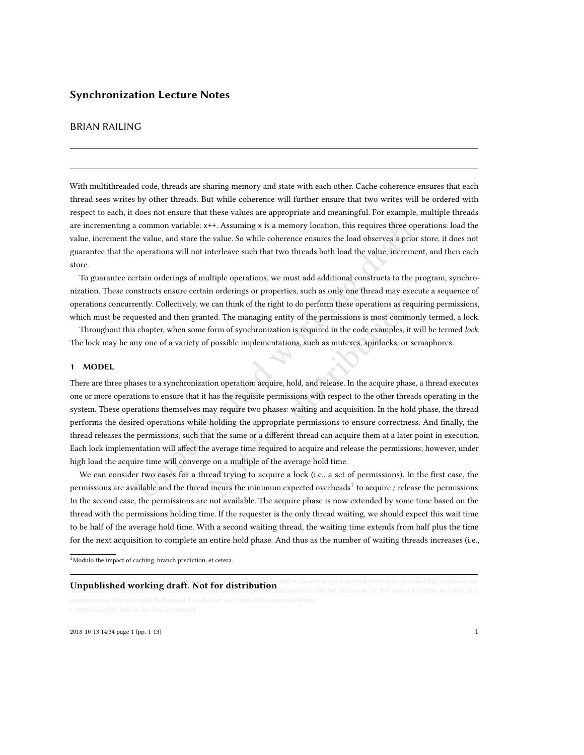# Synchronization Lecture Notes

BRIAN RAILING

With multithreaded code, threads are sharing memory and state with each other. Cache coherence ensures that each thread sees writes by other threads. But while coherence will further ensure that two writes will be ordered with respect to each, it does not ensure that these values are appropriate and meaningful. For example, multiple threads are incrementing a common variable: `x++`. Assuming `x` is a memory location, this requires three operations: load the value, increment the value, and store the value. So while coherence ensures the load observes a prior store, it does not guarantee that the operations will not interleave such that two threads both load the value, increment, and then each store.

To guarantee certain orderings of multiple operations, we must add additional constructs to the program, synchronization. These constructs ensure certain orderings or properties, such as only one thread may execute a sequence of operations concurrently. Collectively, we can think of the right to do perform these operations as requiring permissions, which must be requested and then granted. The managing entity of the permissions is most commonly termed, a lock.

Throughout this chapter, when some form of synchronization is required in the code examples, it will be termed *lock*. The lock may be any one of a variety of possible implementations, such as mutexes, spinlocks, or semaphores.

## 1 MODEL

There are three phases to a synchronization operation: acquire, hold, and release. In the acquire phase, a thread executes one or more operations to ensure that it has the requisite permissions with respect to the other threads operating in the system. These operations themselves may require two phases: waiting and acquisition. In the hold phase, the thread performs the desired operations while holding the appropriate permissions to ensure correctness. And finally, the thread releases the permissions, such that the same or a different thread can acquire them at a later point in execution. Each lock implementation will affect the average time required to acquire and release the permissions; however, under high load the acquire time will converge on a multiple of the average hold time.

We can consider two cases for a thread trying to acquire a lock (i.e., a set of permissions). In the first case, the permissions are available and the thread incurs the minimum expected overheads[1] to acquire / release the permissions. In the second case, the permissions are not available. The acquire phase is now extended by some time based on the thread with the permissions holding time. If the requester is the only thread waiting, we should expect this wait time to be half of the average hold time. With a second waiting thread, the waiting time extends from half plus the time for the next acquisition to complete an entire hold phase. And thus as the number of waiting threads increases (i.e.,

[1] Modulo the impact of caching, branch prediction, et cetera.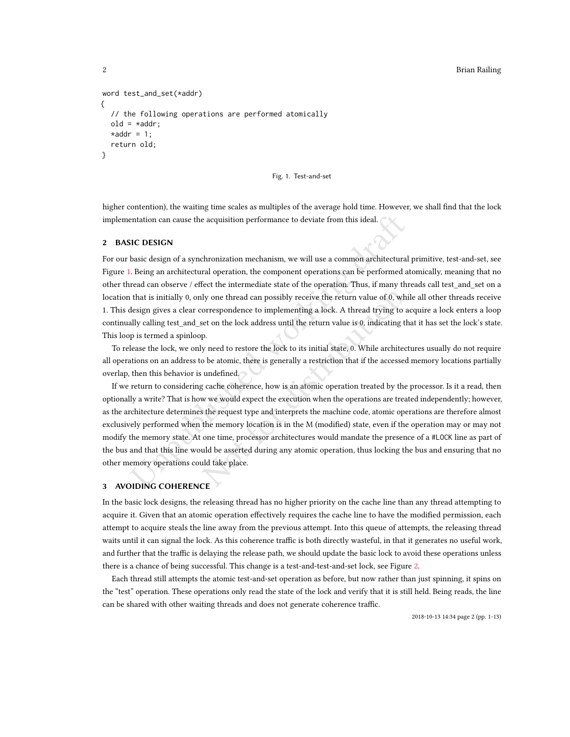```
word test_and_set(*addr)
{
  // the following operations are performed atomically
  old = *addr;
  *addr = 1;
  return old;
}
```

Fig. 1. Test-and-set

higher contention), the waiting time scales as multiples of the average hold time. However, we shall find that the lock implementation can cause the acquisition performance to deviate from this ideal.

## 2 BASIC DESIGN

For our basic design of a synchronization mechanism, we will use a common architectural primitive, test-and-set, see Figure 1. Being an architectural operation, the component operations can be performed atomically, meaning that no other thread can observe / effect the intermediate state of the operation. Thus, if many threads call test_and_set on a location that is initially 0, only one thread can possibly receive the return value of 0, while all other threads receive 1. This design gives a clear correspondence to implementing a lock. A thread trying to acquire a lock enters a loop continually calling test_and_set on the lock address until the return value is 0, indicating that it has set the lock's state. This loop is termed a spinloop.

To release the lock, we only need to restore the lock to its initial state, 0. While architectures usually do not require all operations on an address to be atomic, there is generally a restriction that if the accessed memory locations partially overlap, then this behavior is undefined.

If we return to considering cache coherence, how is an atomic operation treated by the processor. Is it a read, then optionally a write? That is how we would expect the execution when the operations are treated independently; however, as the architecture determines the request type and interprets the machine code, atomic operations are therefore almost exclusively performed when the memory location is in the M (modified) state, even if the operation may or may not modify the memory state. At one time, processor architectures would mandate the presence of a #LOCK line as part of the bus and that this line would be asserted during any atomic operation, thus locking the bus and ensuring that no other memory operations could take place.

## 3 AVOIDING COHERENCE

In the basic lock designs, the releasing thread has no higher priority on the cache line than any thread attempting to acquire it. Given that an atomic operation effectively requires the cache line to have the modified permission, each attempt to acquire steals the line away from the previous attempt. Into this queue of attempts, the releasing thread waits until it can signal the lock. As this coherence traffic is both directly wasteful, in that it generates no useful work, and further that the traffic is delaying the release path, we should update the basic lock to avoid these operations unless there is a chance of being successful. This change is a test-and-test-and-set lock, see Figure 2.

Each thread still attempts the atomic test-and-set operation as before, but now rather than just spinning, it spins on the "test" operation. These operations only read the state of the lock and verify that it is still held. Being reads, the line can be shared with other waiting threads and does not generate coherence traffic.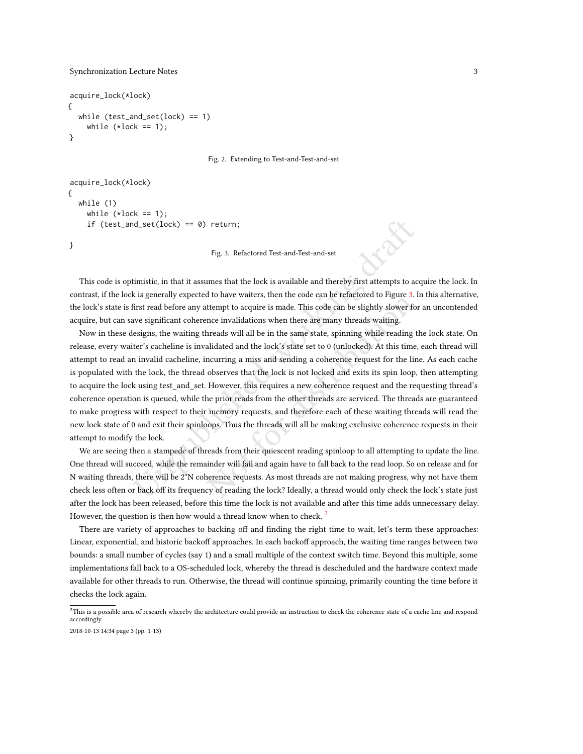```
acquire_lock(*lock)
{
  while (test_and_set(lock) == 1)
    while (*lock == 1);
}
```

Fig. 2. Extending to Test-and-Test-and-set

```
acquire_lock(*lock)
{
  while (1)
    while (*lock == 1);
    if (test_and_set(lock) == 0) return;

}
```

Fig. 3. Refactored Test-and-Test-and-set

This code is optimistic, in that it assumes that the lock is available and thereby first attempts to acquire the lock. In contrast, if the lock is generally expected to have waiters, then the code can be refactored to Figure 3. In this alternative, the lock's state is first read before any attempt to acquire is made. This code can be slightly slower for an uncontended acquire, but can save significant coherence invalidations when there are many threads waiting.

Now in these designs, the waiting threads will all be in the same state, spinning while reading the lock state. On release, every waiter's cacheline is invalidated and the lock's state set to 0 (unlocked). At this time, each thread will attempt to read an invalid cacheline, incurring a miss and sending a coherence request for the line. As each cache is populated with the lock, the thread observes that the lock is not locked and exits its spin loop, then attempting to acquire the lock using test_and_set. However, this requires a new coherence request and the requesting thread's coherence operation is queued, while the prior reads from the other threads are serviced. The threads are guaranteed to make progress with respect to their memory requests, and therefore each of these waiting threads will read the new lock state of 0 and exit their spinloops. Thus the threads will all be making exclusive coherence requests in their attempt to modify the lock.

We are seeing then a stampede of threads from their quiescent reading spinloop to all attempting to update the line. One thread will succeed, while the remainder will fail and again have to fall back to the read loop. So on release and for N waiting threads, there will be 2*N coherence requests. As most threads are not making progress, why not have them check less often or back off its frequency of reading the lock? Ideally, a thread would only check the lock's state just after the lock has been released, before this time the lock is not available and after this time adds unnecessary delay. However, the question is then how would a thread know when to check. [2]

There are variety of approaches to backing off and finding the right time to wait, let's term these approaches: Linear, exponential, and historic backoff approaches. In each backoff approach, the waiting time ranges between two bounds: a small number of cycles (say 1) and a small multiple of the context switch time. Beyond this multiple, some implementations fall back to a OS-scheduled lock, whereby the thread is descheduled and the hardware context made available for other threads to run. Otherwise, the thread will continue spinning, primarily counting the time before it checks the lock again.

[2]This is a possible area of research whereby the architecture could provide an instruction to check the coherence state of a cache line and respond accordingly.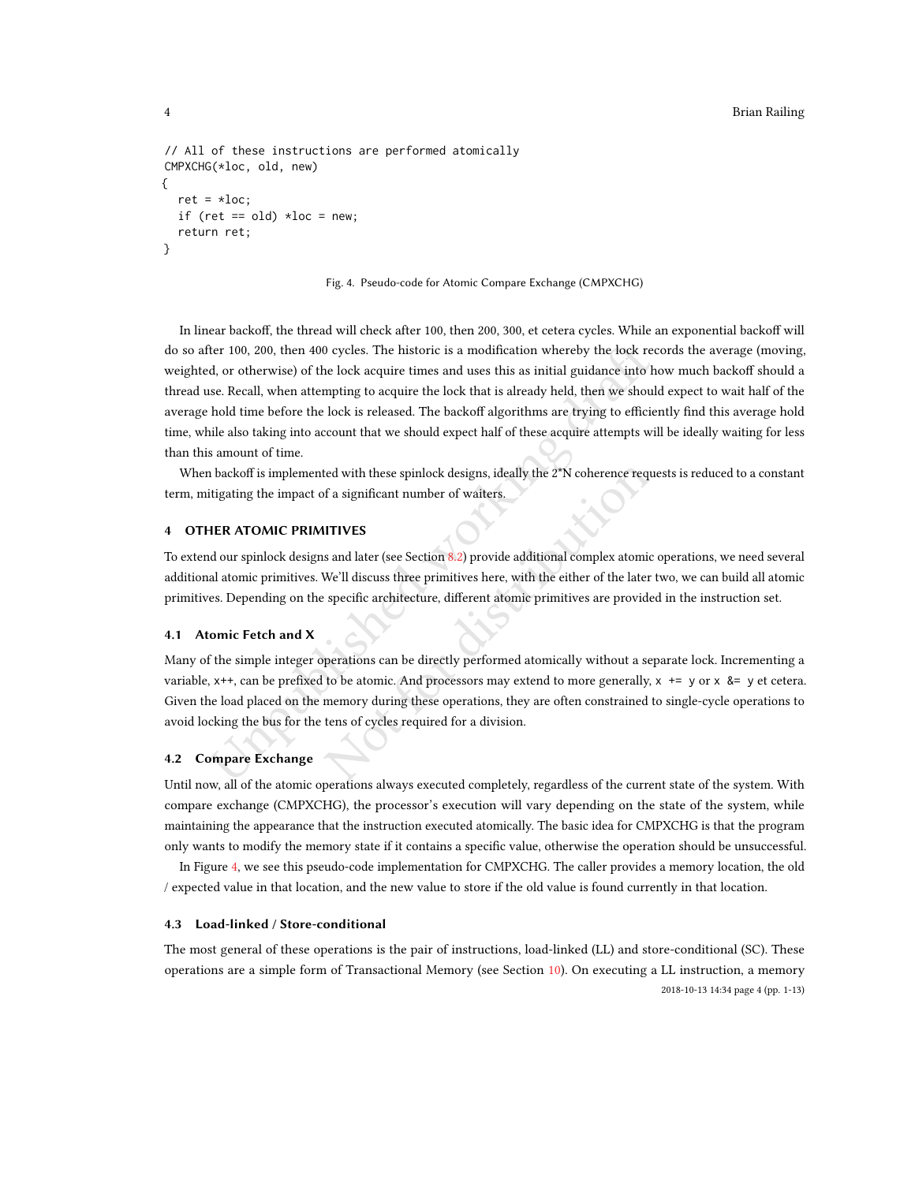```
// All of these instructions are performed atomically
CMPXCHG(*loc, old, new)
{
  ret = *loc;
  if (ret == old) *loc = new;
  return ret;
}
```

Fig. 4. Pseudo-code for Atomic Compare Exchange (CMPXCHG)

In linear backoff, the thread will check after 100, then 200, 300, et cetera cycles. While an exponential backoff will do so after 100, 200, then 400 cycles. The historic is a modification whereby the lock records the average (moving, weighted, or otherwise) of the lock acquire times and uses this as initial guidance into how much backoff should a thread use. Recall, when attempting to acquire the lock that is already held, then we should expect to wait half of the average hold time before the lock is released. The backoff algorithms are trying to efficiently find this average hold time, while also taking into account that we should expect half of these acquire attempts will be ideally waiting for less than this amount of time.

When backoff is implemented with these spinlock designs, ideally the 2*N coherence requests is reduced to a constant term, mitigating the impact of a significant number of waiters.

## 4 OTHER ATOMIC PRIMITIVES

To extend our spinlock designs and later (see Section 8.2) provide additional complex atomic operations, we need several additional atomic primitives. We'll discuss three primitives here, with the either of the later two, we can build all atomic primitives. Depending on the specific architecture, different atomic primitives are provided in the instruction set.

### 4.1 Atomic Fetch and X

Many of the simple integer operations can be directly performed atomically without a separate lock. Incrementing a variable, `x++`, can be prefixed to be atomic. And processors may extend to more generally, `x += y` or `x &= y` et cetera. Given the load placed on the memory during these operations, they are often constrained to single-cycle operations to avoid locking the bus for the tens of cycles required for a division.

### 4.2 Compare Exchange

Until now, all of the atomic operations always executed completely, regardless of the current state of the system. With compare exchange (CMPXCHG), the processor's execution will vary depending on the state of the system, while maintaining the appearance that the instruction executed atomically. The basic idea for CMPXCHG is that the program only wants to modify the memory state if it contains a specific value, otherwise the operation should be unsuccessful.

In Figure 4, we see this pseudo-code implementation for CMPXCHG. The caller provides a memory location, the old / expected value in that location, and the new value to store if the old value is found currently in that location.

### 4.3 Load-linked / Store-conditional

The most general of these operations is the pair of instructions, load-linked (LL) and store-conditional (SC). These operations are a simple form of Transactional Memory (see Section 10). On executing a LL instruction, a memory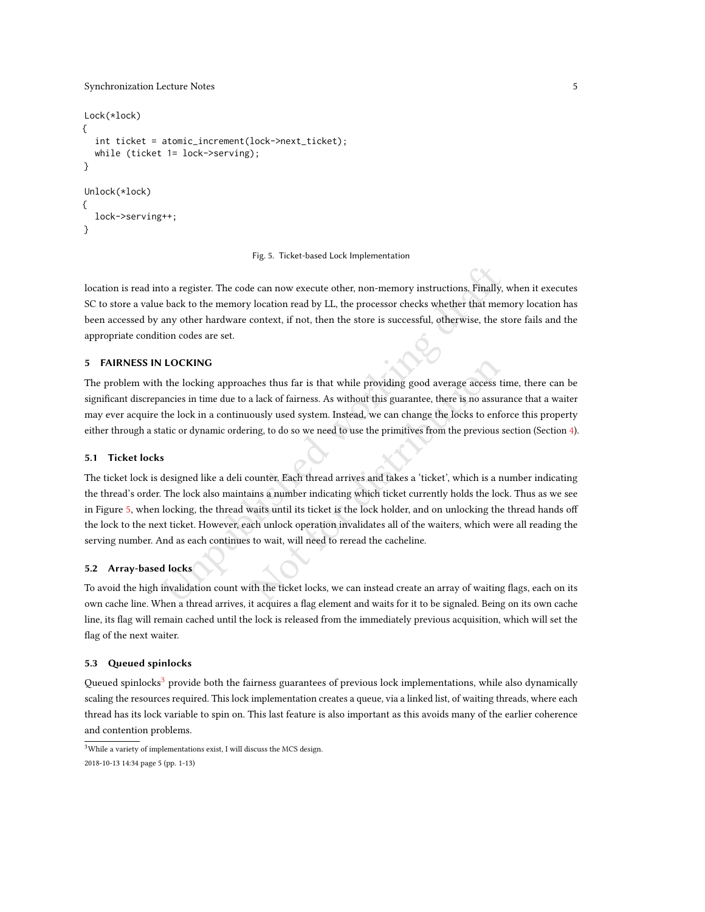```
Lock(*lock)
{
  int ticket = atomic_increment(lock->next_ticket);
  while (ticket != lock->serving);
}

Unlock(*lock)
{
  lock->serving++;
}
```

Fig. 5. Ticket-based Lock Implementation

location is read into a register. The code can now execute other, non-memory instructions. Finally, when it executes SC to store a value back to the memory location read by LL, the processor checks whether that memory location has been accessed by any other hardware context, if not, then the store is successful, otherwise, the store fails and the appropriate condition codes are set.

## 5 FAIRNESS IN LOCKING

The problem with the locking approaches thus far is that while providing good average access time, there can be significant discrepancies in time due to a lack of fairness. As without this guarantee, there is no assurance that a waiter may ever acquire the lock in a continuously used system. Instead, we can change the locks to enforce this property either through a static or dynamic ordering, to do so we need to use the primitives from the previous section (Section 4).

### 5.1 Ticket locks

The ticket lock is designed like a deli counter. Each thread arrives and takes a 'ticket', which is a number indicating the thread's order. The lock also maintains a number indicating which ticket currently holds the lock. Thus as we see in Figure 5, when locking, the thread waits until its ticket is the lock holder, and on unlocking the thread hands off the lock to the next ticket. However, each unlock operation invalidates all of the waiters, which were all reading the serving number. And as each continues to wait, will need to reread the cacheline.

### 5.2 Array-based locks

To avoid the high invalidation count with the ticket locks, we can instead create an array of waiting flags, each on its own cache line. When a thread arrives, it acquires a flag element and waits for it to be signaled. Being on its own cache line, its flag will remain cached until the lock is released from the immediately previous acquisition, which will set the flag of the next waiter.

### 5.3 Queued spinlocks

Queued spinlocks[3] provide both the fairness guarantees of previous lock implementations, while also dynamically scaling the resources required. This lock implementation creates a queue, via a linked list, of waiting threads, where each thread has its lock variable to spin on. This last feature is also important as this avoids many of the earlier coherence and contention problems.

[3]While a variety of implementations exist, I will discuss the MCS design.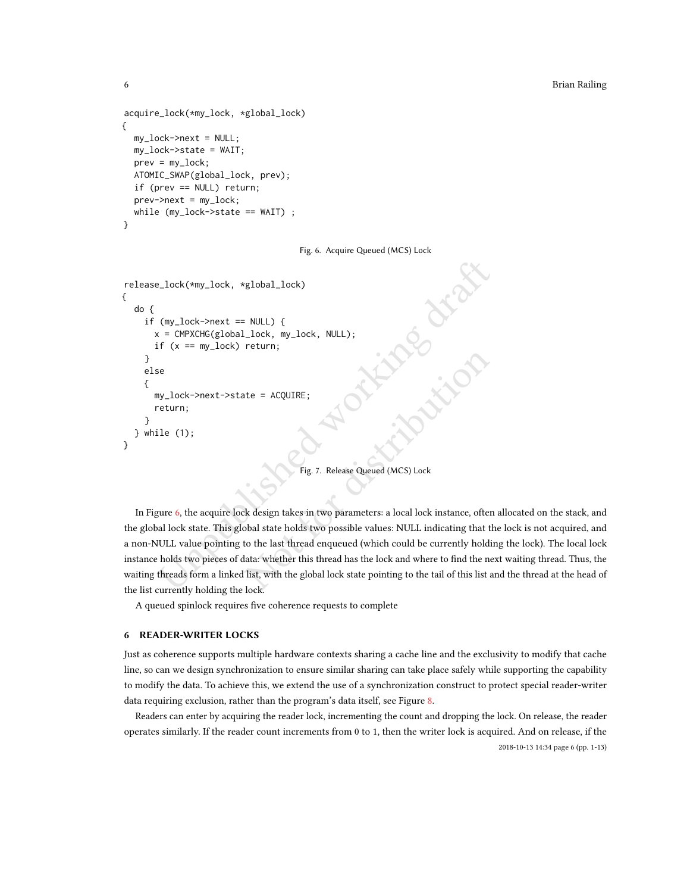```
acquire_lock(*my_lock, *global_lock)
{
  my_lock->next = NULL;
  my_lock->state = WAIT;
  prev = my_lock;
  ATOMIC_SWAP(global_lock, prev);
  if (prev == NULL) return;
  prev->next = my_lock;
  while (my_lock->state == WAIT) ;
}
```

Fig. 6. Acquire Queued (MCS) Lock

```
release_lock(*my_lock, *global_lock)
{
  do {
    if (my_lock->next == NULL) {
      x = CMPXCHG(global_lock, my_lock, NULL);
      if (x == my_lock) return;
    }
    else
    {
      my_lock->next->state = ACQUIRE;
      return;
    }
  } while (1);
}
```

Fig. 7. Release Queued (MCS) Lock

In Figure 6, the acquire lock design takes in two parameters: a local lock instance, often allocated on the stack, and the global lock state. This global state holds two possible values: NULL indicating that the lock is not acquired, and a non-NULL value pointing to the last thread enqueued (which could be currently holding the lock). The local lock instance holds two pieces of data: whether this thread has the lock and where to find the next waiting thread. Thus, the waiting threads form a linked list, with the global lock state pointing to the tail of this list and the thread at the head of the list currently holding the lock.

A queued spinlock requires five coherence requests to complete

## 6 READER-WRITER LOCKS

Just as coherence supports multiple hardware contexts sharing a cache line and the exclusivity to modify that cache line, so can we design synchronization to ensure similar sharing can take place safely while supporting the capability to modify the data. To achieve this, we extend the use of a synchronization construct to protect special reader-writer data requiring exclusion, rather than the program's data itself, see Figure 8.

Readers can enter by acquiring the reader lock, incrementing the count and dropping the lock. On release, the reader operates similarly. If the reader count increments from 0 to 1, then the writer lock is acquired. And on release, if the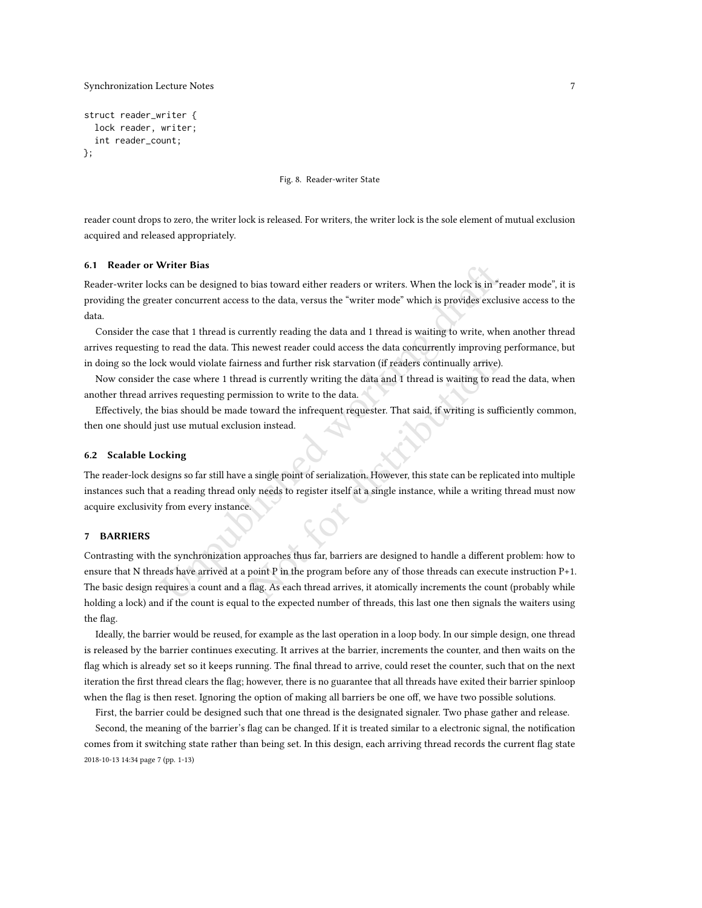```
struct reader_writer {
  lock reader, writer;
  int reader_count;
};
```

Fig. 8. Reader-writer State

reader count drops to zero, the writer lock is released. For writers, the writer lock is the sole element of mutual exclusion acquired and released appropriately.

### 6.1 Reader or Writer Bias

Reader-writer locks can be designed to bias toward either readers or writers. When the lock is in "reader mode", it is providing the greater concurrent access to the data, versus the "writer mode" which is provides exclusive access to the data.

Consider the case that 1 thread is currently reading the data and 1 thread is waiting to write, when another thread arrives requesting to read the data. This newest reader could access the data concurrently improving performance, but in doing so the lock would violate fairness and further risk starvation (if readers continually arrive).

Now consider the case where 1 thread is currently writing the data and 1 thread is waiting to read the data, when another thread arrives requesting permission to write to the data.

Effectively, the bias should be made toward the infrequent requester. That said, if writing is sufficiently common, then one should just use mutual exclusion instead.

### 6.2 Scalable Locking

The reader-lock designs so far still have a single point of serialization. However, this state can be replicated into multiple instances such that a reading thread only needs to register itself at a single instance, while a writing thread must now acquire exclusivity from every instance.

## 7 BARRIERS

Contrasting with the synchronization approaches thus far, barriers are designed to handle a different problem: how to ensure that N threads have arrived at a point P in the program before any of those threads can execute instruction P+1. The basic design requires a count and a flag. As each thread arrives, it atomically increments the count (probably while holding a lock) and if the count is equal to the expected number of threads, this last one then signals the waiters using the flag.

Ideally, the barrier would be reused, for example as the last operation in a loop body. In our simple design, one thread is released by the barrier continues executing. It arrives at the barrier, increments the counter, and then waits on the flag which is already set so it keeps running. The final thread to arrive, could reset the counter, such that on the next iteration the first thread clears the flag; however, there is no guarantee that all threads have exited their barrier spinloop when the flag is then reset. Ignoring the option of making all barriers be one off, we have two possible solutions.

First, the barrier could be designed such that one thread is the designated signaler. Two phase gather and release.

Second, the meaning of the barrier's flag can be changed. If it is treated similar to a electronic signal, the notification comes from it switching state rather than being set. In this design, each arriving thread records the current flag state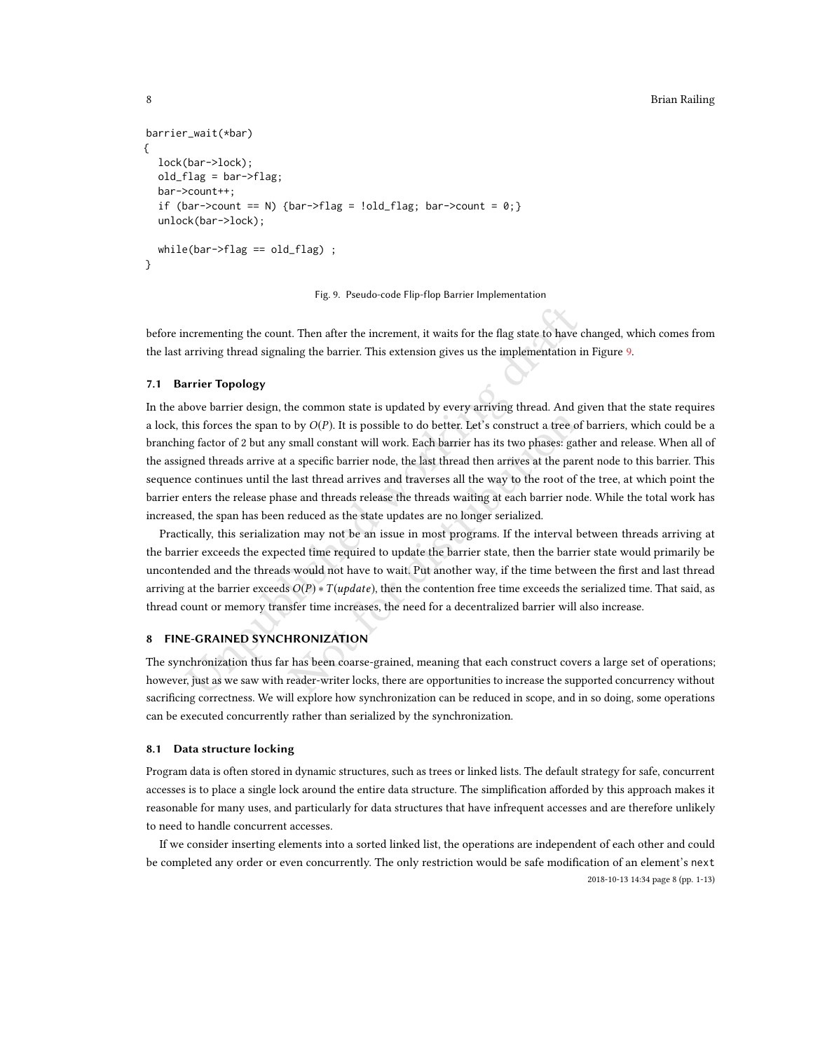```
barrier_wait(*bar)
{
  lock(bar->lock);
  old_flag = bar->flag;
  bar->count++;
  if (bar->count == N) {bar->flag = !old_flag; bar->count = 0;}
  unlock(bar->lock);

  while(bar->flag == old_flag) ;
}
```

Fig. 9. Pseudo-code Flip-flop Barrier Implementation

before incrementing the count. Then after the increment, it waits for the flag state to have changed, which comes from the last arriving thread signaling the barrier. This extension gives us the implementation in Figure 9.

### 7.1 Barrier Topology

In the above barrier design, the common state is updated by every arriving thread. And given that the state requires a lock, this forces the span to by $O(P)$. It is possible to do better. Let's construct a tree of barriers, which could be a branching factor of 2 but any small constant will work. Each barrier has its two phases: gather and release. When all of the assigned threads arrive at a specific barrier node, the last thread then arrives at the parent node to this barrier. This sequence continues until the last thread arrives and traverses all the way to the root of the tree, at which point the barrier enters the release phase and threads release the threads waiting at each barrier node. While the total work has increased, the span has been reduced as the state updates are no longer serialized.

Practically, this serialization may not be an issue in most programs. If the interval between threads arriving at the barrier exceeds the expected time required to update the barrier state, then the barrier state would primarily be uncontended and the threads would not have to wait. Put another way, if the time between the first and last thread arriving at the barrier exceeds $O(P) * T(update)$, then the contention free time exceeds the serialized time. That said, as thread count or memory transfer time increases, the need for a decentralized barrier will also increase.

## 8 FINE-GRAINED SYNCHRONIZATION

The synchronization thus far has been coarse-grained, meaning that each construct covers a large set of operations; however, just as we saw with reader-writer locks, there are opportunities to increase the supported concurrency without sacrificing correctness. We will explore how synchronization can be reduced in scope, and in so doing, some operations can be executed concurrently rather than serialized by the synchronization.

### 8.1 Data structure locking

Program data is often stored in dynamic structures, such as trees or linked lists. The default strategy for safe, concurrent accesses is to place a single lock around the entire data structure. The simplification afforded by this approach makes it reasonable for many uses, and particularly for data structures that have infrequent accesses and are therefore unlikely to need to handle concurrent accesses.

If we consider inserting elements into a sorted linked list, the operations are independent of each other and could be completed any order or even concurrently. The only restriction would be safe modification of an element's `next`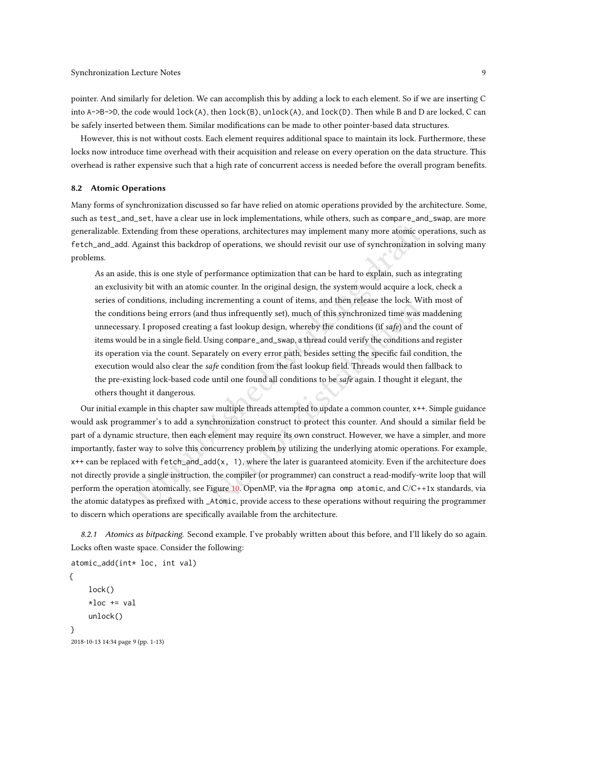pointer. And similarly for deletion. We can accomplish this by adding a lock to each element. So if we are inserting C into `A->B->D`, the code would `lock(A)`, then `lock(B)`, `unlock(A)`, and `lock(D)`. Then while B and D are locked, C can be safely inserted between them. Similar modifications can be made to other pointer-based data structures.

However, this is not without costs. Each element requires additional space to maintain its lock. Furthermore, these locks now introduce time overhead with their acquisition and release on every operation on the data structure. This overhead is rather expensive such that a high rate of concurrent access is needed before the overall program benefits.

### 8.2 Atomic Operations

Many forms of synchronization discussed so far have relied on atomic operations provided by the architecture. Some, such as `test_and_set`, have a clear use in lock implementations, while others, such as `compare_and_swap`, are more generalizable. Extending from these operations, architectures may implement many more atomic operations, such as `fetch_and_add`. Against this backdrop of operations, we should revisit our use of synchronization in solving many problems.

> As an aside, this is one style of performance optimization that can be hard to explain, such as integrating an exclusivity bit with an atomic counter. In the original design, the system would acquire a lock, check a series of conditions, including incrementing a count of items, and then release the lock. With most of the conditions being errors (and thus infrequently set), much of this synchronized time was maddening unnecessary. I proposed creating a fast lookup design, whereby the conditions (if *safe*) and the count of items would be in a single field. Using `compare_and_swap`, a thread could verify the conditions and register its operation via the count. Separately on every error path, besides setting the specific fail condition, the execution would also clear the *safe* condition from the fast lookup field. Threads would then fallback to the pre-existing lock-based code until one found all conditions to be *safe* again. I thought it elegant, the others thought it dangerous.

Our initial example in this chapter saw multiple threads attempted to update a common counter, `x++`. Simple guidance would ask programmer's to add a synchronization construct to protect this counter. And should a similar field be part of a dynamic structure, then each element may require its own construct. However, we have a simpler, and more importantly, faster way to solve this concurrency problem by utilizing the underlying atomic operations. For example, `x++` can be replaced with `fetch_and_add(x, 1)`, where the later is guaranteed atomicity. Even if the architecture does not directly provide a single instruction, the compiler (or programmer) can construct a read-modify-write loop that will perform the operation atomically, see Figure 10. OpenMP, via the `#pragma omp atomic`, and C/C++1x standards, via the atomic datatypes as prefixed with `_Atomic`, provide access to these operations without requiring the programmer to discern which operations are specifically available from the architecture.

#### 8.2.1 *Atomics as bitpacking.*

Second example. I've probably written about this before, and I'll likely do so again. Locks often waste space. Consider the following:

```
atomic_add(int* loc, int val)
{
    lock()
    *loc += val
    unlock()
}
```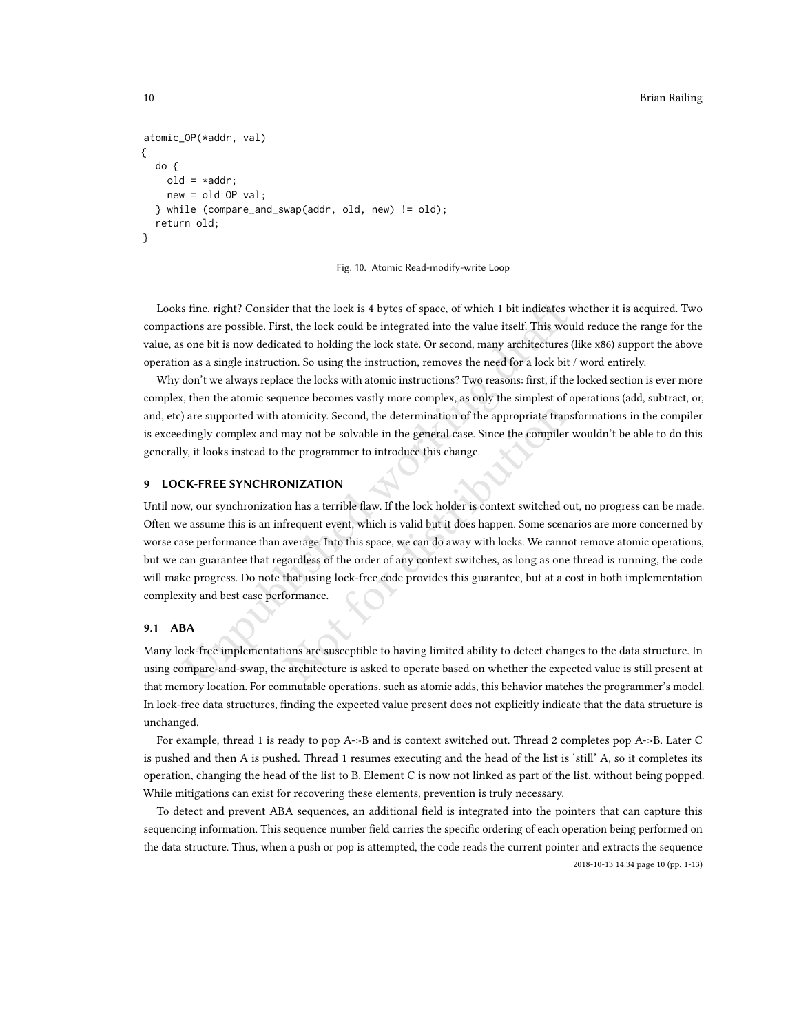```
atomic_OP(*addr, val)
{
  do {
    old = *addr;
    new = old OP val;
  } while (compare_and_swap(addr, old, new) != old);
  return old;
}
```

Fig. 10. Atomic Read-modify-write Loop

Looks fine, right? Consider that the lock is 4 bytes of space, of which 1 bit indicates whether it is acquired. Two compactions are possible. First, the lock could be integrated into the value itself. This would reduce the range for the value, as one bit is now dedicated to holding the lock state. Or second, many architectures (like x86) support the above operation as a single instruction. So using the instruction, removes the need for a lock bit / word entirely.

Why don't we always replace the locks with atomic instructions? Two reasons: first, if the locked section is ever more complex, then the atomic sequence becomes vastly more complex, as only the simplest of operations (add, subtract, or, and, etc) are supported with atomicity. Second, the determination of the appropriate transformations in the compiler is exceedingly complex and may not be solvable in the general case. Since the compiler wouldn't be able to do this generally, it looks instead to the programmer to introduce this change.

## 9 LOCK-FREE SYNCHRONIZATION

Until now, our synchronization has a terrible flaw. If the lock holder is context switched out, no progress can be made. Often we assume this is an infrequent event, which is valid but it does happen. Some scenarios are more concerned by worse case performance than average. Into this space, we can do away with locks. We cannot remove atomic operations, but we can guarantee that regardless of the order of any context switches, as long as one thread is running, the code will make progress. Do note that using lock-free code provides this guarantee, but at a cost in both implementation complexity and best case performance.

### 9.1 ABA

Many lock-free implementations are susceptible to having limited ability to detect changes to the data structure. In using compare-and-swap, the architecture is asked to operate based on whether the expected value is still present at that memory location. For commutable operations, such as atomic adds, this behavior matches the programmer's model. In lock-free data structures, finding the expected value present does not explicitly indicate that the data structure is unchanged.

For example, thread 1 is ready to pop A->B and is context switched out. Thread 2 completes pop A->B. Later C is pushed and then A is pushed. Thread 1 resumes executing and the head of the list is 'still' A, so it completes its operation, changing the head of the list to B. Element C is now not linked as part of the list, without being popped. While mitigations can exist for recovering these elements, prevention is truly necessary.

To detect and prevent ABA sequences, an additional field is integrated into the pointers that can capture this sequencing information. This sequence number field carries the specific ordering of each operation being performed on the data structure. Thus, when a push or pop is attempted, the code reads the current pointer and extracts the sequence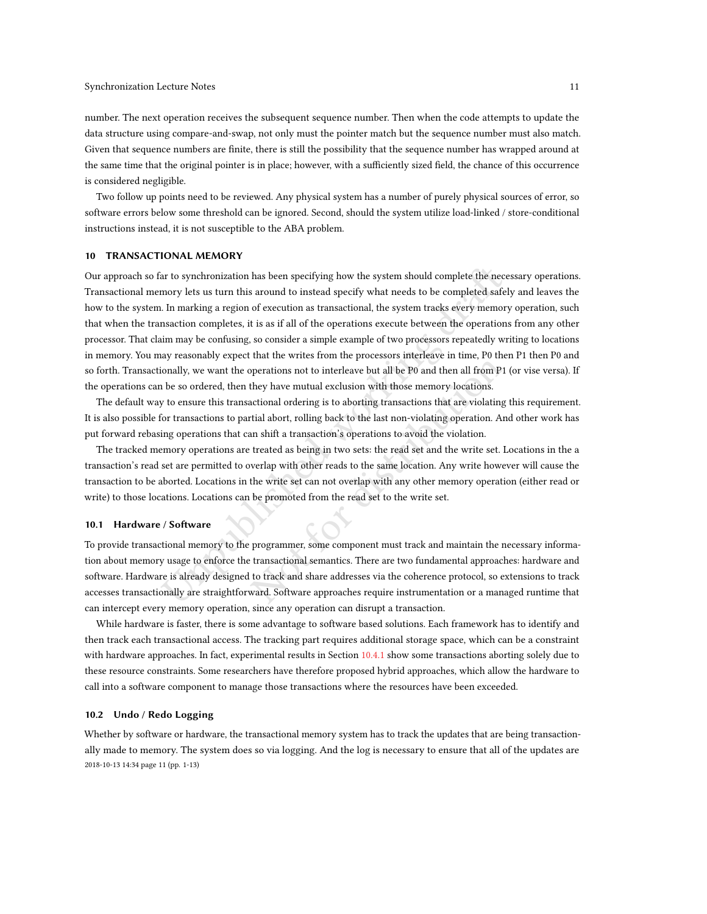number. The next operation receives the subsequent sequence number. Then when the code attempts to update the data structure using compare-and-swap, not only must the pointer match but the sequence number must also match. Given that sequence numbers are finite, there is still the possibility that the sequence number has wrapped around at the same time that the original pointer is in place; however, with a sufficiently sized field, the chance of this occurrence is considered negligible.

Two follow up points need to be reviewed. Any physical system has a number of purely physical sources of error, so software errors below some threshold can be ignored. Second, should the system utilize load-linked / store-conditional instructions instead, it is not susceptible to the ABA problem.

## 10 TRANSACTIONAL MEMORY

Our approach so far to synchronization has been specifying how the system should complete the necessary operations. Transactional memory lets us turn this around to instead specify what needs to be completed safely and leaves the how to the system. In marking a region of execution as transactional, the system tracks every memory operation, such that when the transaction completes, it is as if all of the operations execute between the operations from any other processor. That claim may be confusing, so consider a simple example of two processors repeatedly writing to locations in memory. You may reasonably expect that the writes from the processors interleave in time, P0 then P1 then P0 and so forth. Transactionally, we want the operations not to interleave but all be P0 and then all from P1 (or vise versa). If the operations can be so ordered, then they have mutual exclusion with those memory locations.

The default way to ensure this transactional ordering is to aborting transactions that are violating this requirement. It is also possible for transactions to partial abort, rolling back to the last non-violating operation. And other work has put forward rebasing operations that can shift a transaction's operations to avoid the violation.

The tracked memory operations are treated as being in two sets: the read set and the write set. Locations in the a transaction's read set are permitted to overlap with other reads to the same location. Any write however will cause the transaction to be aborted. Locations in the write set can not overlap with any other memory operation (either read or write) to those locations. Locations can be promoted from the read set to the write set.

### 10.1 Hardware / Software

To provide transactional memory to the programmer, some component must track and maintain the necessary information about memory usage to enforce the transactional semantics. There are two fundamental approaches: hardware and software. Hardware is already designed to track and share addresses via the coherence protocol, so extensions to track accesses transactionally are straightforward. Software approaches require instrumentation or a managed runtime that can intercept every memory operation, since any operation can disrupt a transaction.

While hardware is faster, there is some advantage to software based solutions. Each framework has to identify and then track each transactional access. The tracking part requires additional storage space, which can be a constraint with hardware approaches. In fact, experimental results in Section 10.4.1 show some transactions aborting solely due to these resource constraints. Some researchers have therefore proposed hybrid approaches, which allow the hardware to call into a software component to manage those transactions where the resources have been exceeded.

### 10.2 Undo / Redo Logging

Whether by software or hardware, the transactional memory system has to track the updates that are being transactionally made to memory. The system does so via logging. And the log is necessary to ensure that all of the updates are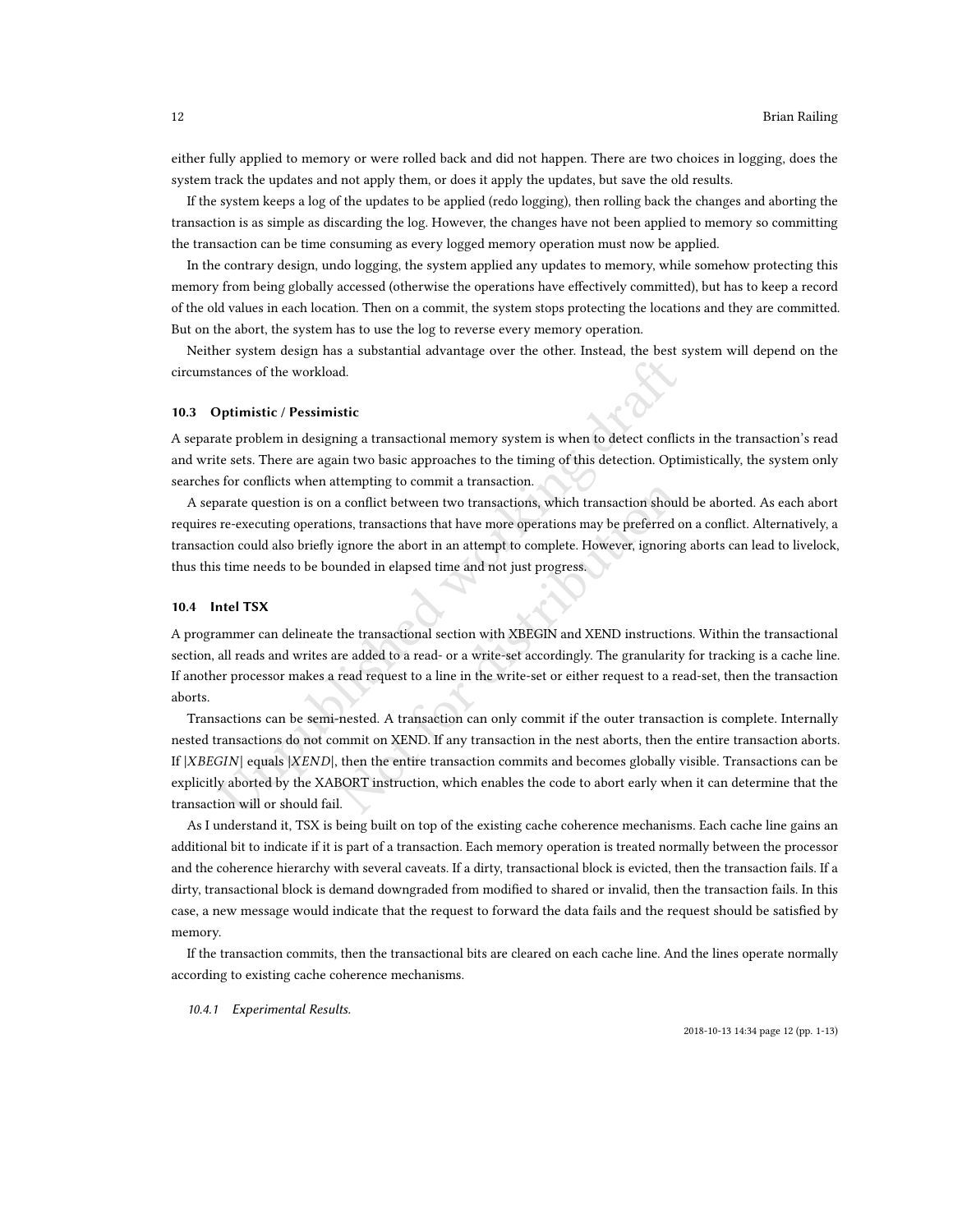either fully applied to memory or were rolled back and did not happen. There are two choices in logging, does the system track the updates and not apply them, or does it apply the updates, but save the old results.

If the system keeps a log of the updates to be applied (redo logging), then rolling back the changes and aborting the transaction is as simple as discarding the log. However, the changes have not been applied to memory so committing the transaction can be time consuming as every logged memory operation must now be applied.

In the contrary design, undo logging, the system applied any updates to memory, while somehow protecting this memory from being globally accessed (otherwise the operations have effectively committed), but has to keep a record of the old values in each location. Then on a commit, the system stops protecting the locations and they are committed. But on the abort, the system has to use the log to reverse every memory operation.

Neither system design has a substantial advantage over the other. Instead, the best system will depend on the circumstances of the workload.

### 10.3 Optimistic / Pessimistic

A separate problem in designing a transactional memory system is when to detect conflicts in the transaction's read and write sets. There are again two basic approaches to the timing of this detection. Optimistically, the system only searches for conflicts when attempting to commit a transaction.

A separate question is on a conflict between two transactions, which transaction should be aborted. As each abort requires re-executing operations, transactions that have more operations may be preferred on a conflict. Alternatively, a transaction could also briefly ignore the abort in an attempt to complete. However, ignoring aborts can lead to livelock, thus this time needs to be bounded in elapsed time and not just progress.

### 10.4 Intel TSX

A programmer can delineate the transactional section with XBEGIN and XEND instructions. Within the transactional section, all reads and writes are added to a read- or a write-set accordingly. The granularity for tracking is a cache line. If another processor makes a read request to a line in the write-set or either request to a read-set, then the transaction aborts.

Transactions can be semi-nested. A transaction can only commit if the outer transaction is complete. Internally nested transactions do not commit on XEND. If any transaction in the nest aborts, then the entire transaction aborts. If $|XBEGIN|$ equals $|XEND|$, then the entire transaction commits and becomes globally visible. Transactions can be explicitly aborted by the XABORT instruction, which enables the code to abort early when it can determine that the transaction will or should fail.

As I understand it, TSX is being built on top of the existing cache coherence mechanisms. Each cache line gains an additional bit to indicate if it is part of a transaction. Each memory operation is treated normally between the processor and the coherence hierarchy with several caveats. If a dirty, transactional block is evicted, then the transaction fails. If a dirty, transactional block is demand downgraded from modified to shared or invalid, then the transaction fails. In this case, a new message would indicate that the request to forward the data fails and the request should be satisfied by memory.

If the transaction commits, then the transactional bits are cleared on each cache line. And the lines operate normally according to existing cache coherence mechanisms.

#### 10.4.1 *Experimental Results.*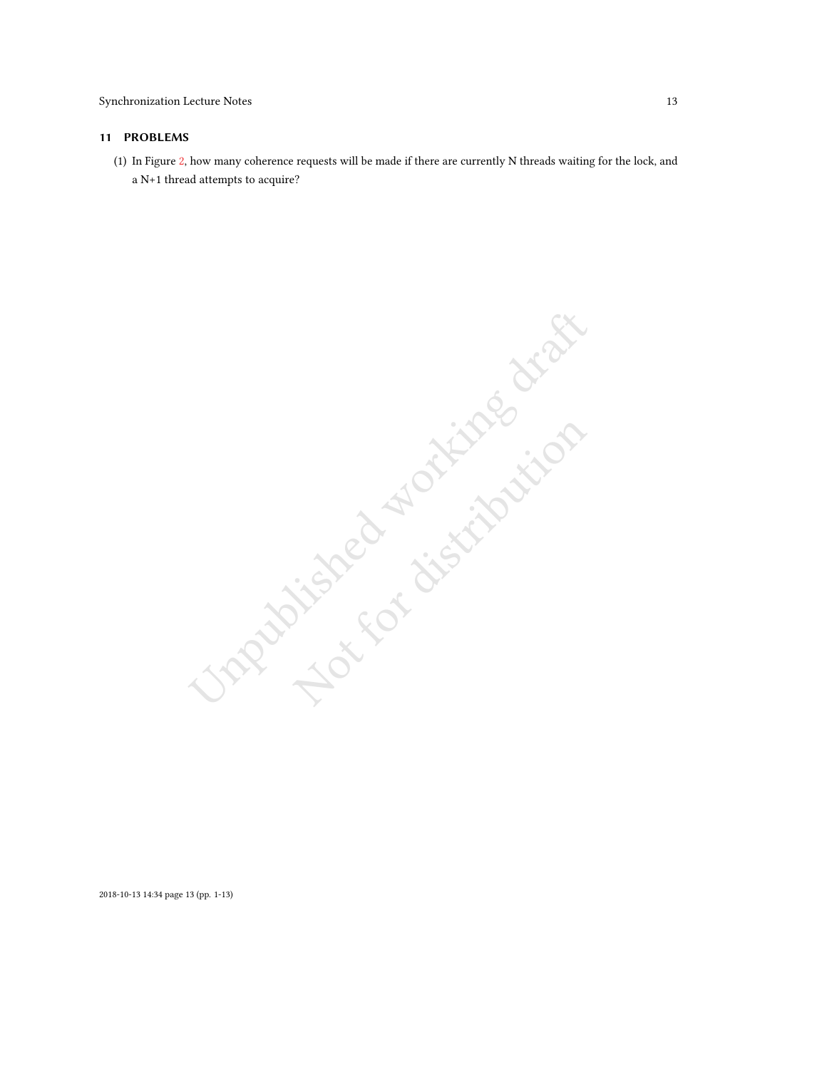## 11 PROBLEMS

(1) In Figure 2, how many coherence requests will be made if there are currently N threads waiting for the lock, and a N+1 thread attempts to acquire?